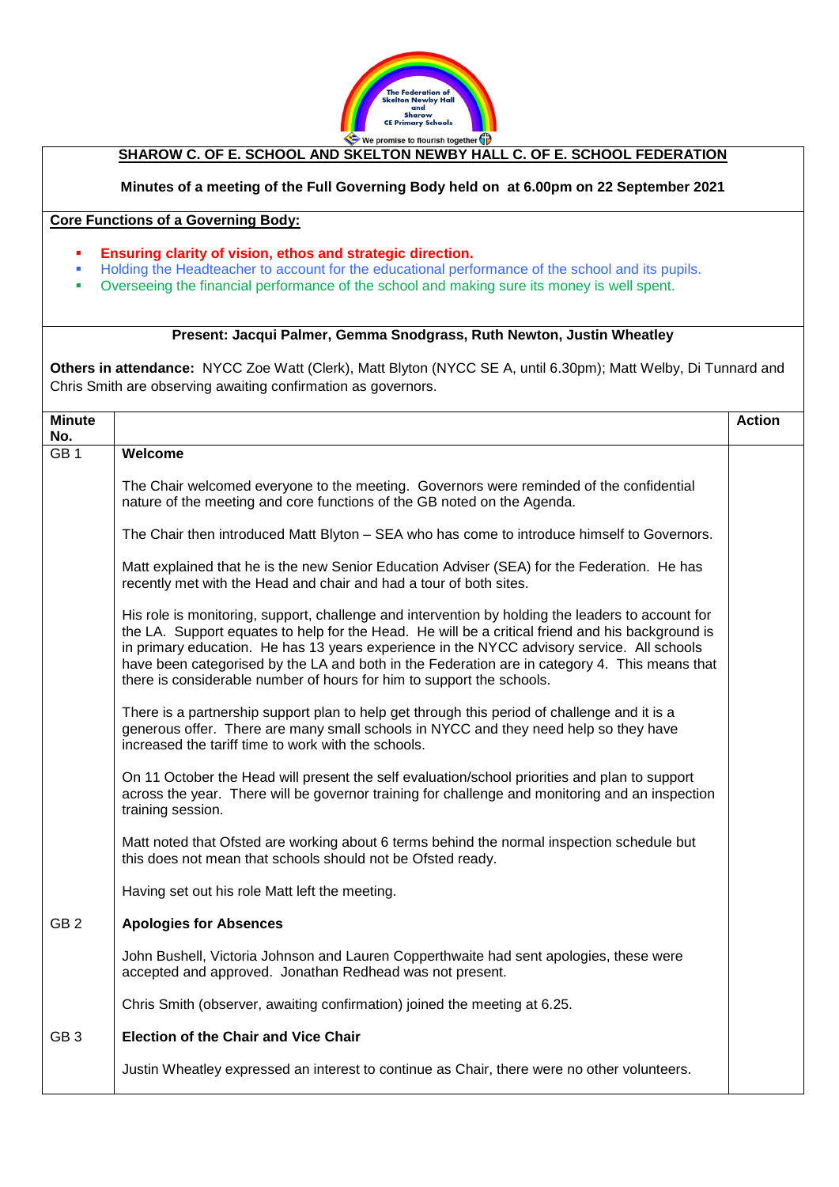**SHAROW C. OF E. SCHOOL AND SKELTON NEWBY HALL C. OF E. SCHOOL FEDERATION**

**Minutes of a meeting of the Full Governing Body held on at 6.00pm on 22 September 2021**

**Core Functions of a Governing Body:**

- **Ensuring clarity of vision, ethos and strategic direction.**
- Holding the Headteacher to account for the educational performance of the school and its pupils.
- Overseeing the financial performance of the school and making sure its money is well spent.

**Present: Jacqui Palmer, Gemma Snodgrass, Ruth Newton, Justin Wheatley**

**Others in attendance:** NYCC Zoe Watt (Clerk), Matt Blyton (NYCC SE A, until 6.30pm); Matt Welby, Di Tunnard and Chris Smith are observing awaiting confirmation as governors.

| Minute No. | | Action |
|---|---|---|
| GB 1 | **Welcome**<br><br>The Chair welcomed everyone to the meeting. Governors were reminded of the confidential nature of the meeting and core functions of the GB noted on the Agenda.<br><br>The Chair then introduced Matt Blyton – SEA who has come to introduce himself to Governors.<br><br>Matt explained that he is the new Senior Education Adviser (SEA) for the Federation. He has recently met with the Head and chair and had a tour of both sites.<br><br>His role is monitoring, support, challenge and intervention by holding the leaders to account for the LA. Support equates to help for the Head. He will be a critical friend and his background is in primary education. He has 13 years experience in the NYCC advisory service. All schools have been categorised by the LA and both in the Federation are in category 4. This means that there is considerable number of hours for him to support the schools.<br><br>There is a partnership support plan to help get through this period of challenge and it is a generous offer. There are many small schools in NYCC and they need help so they have increased the tariff time to work with the schools.<br><br>On 11 October the Head will present the self evaluation/school priorities and plan to support across the year. There will be governor training for challenge and monitoring and an inspection training session.<br><br>Matt noted that Ofsted are working about 6 terms behind the normal inspection schedule but this does not mean that schools should not be Ofsted ready.<br><br>Having set out his role Matt left the meeting. | |
| GB 2 | **Apologies for Absences**<br><br>John Bushell, Victoria Johnson and Lauren Copperthwaite had sent apologies, these were accepted and approved. Jonathan Redhead was not present.<br><br>Chris Smith (observer, awaiting confirmation) joined the meeting at 6.25. | |
| GB 3 | **Election of the Chair and Vice Chair**<br><br>Justin Wheatley expressed an interest to continue as Chair, there were no other volunteers. | |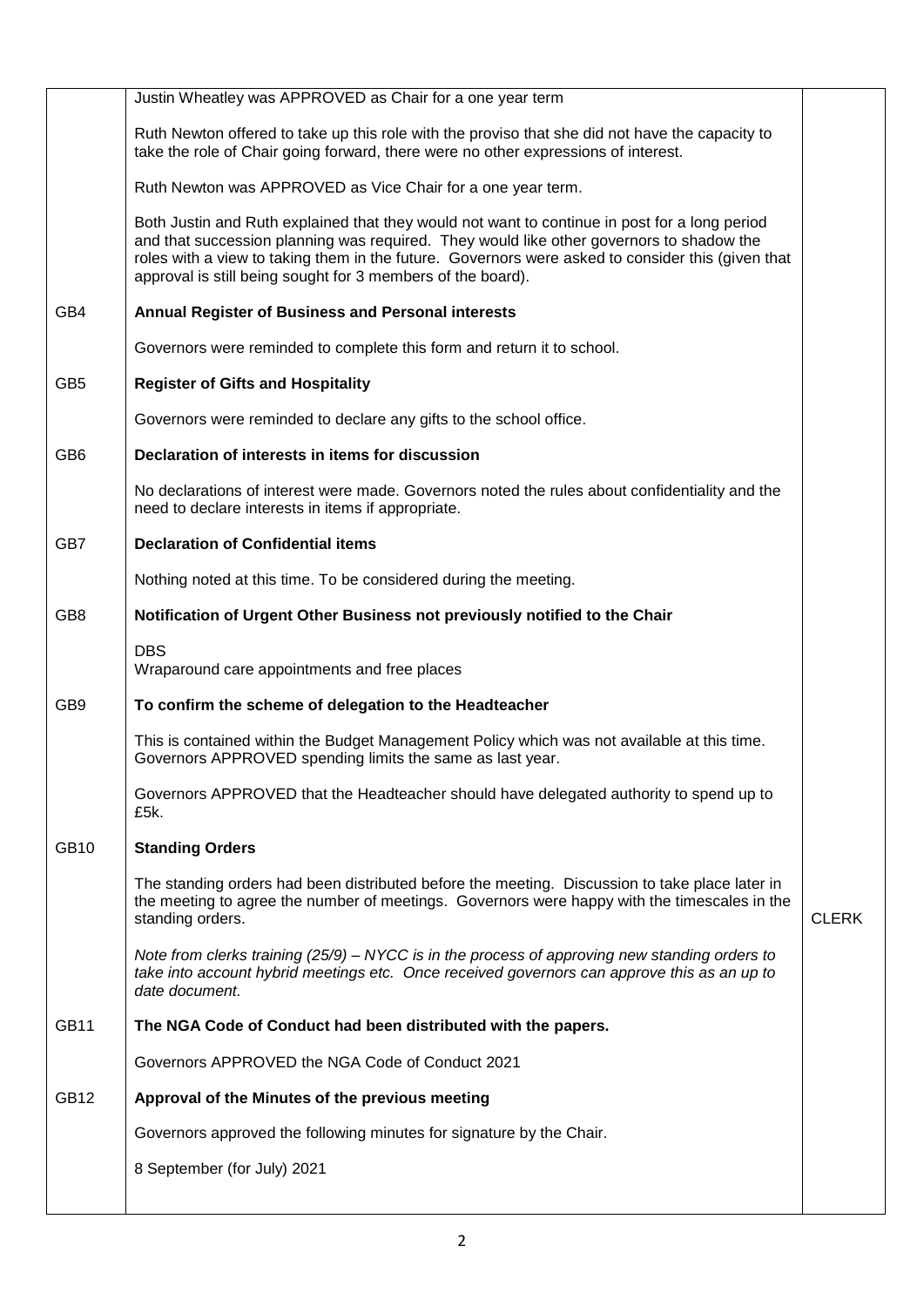| | | |
|---|---|---|
| | Justin Wheatley was APPROVED as Chair for a one year term<br><br>Ruth Newton offered to take up this role with the proviso that she did not have the capacity to take the role of Chair going forward, there were no other expressions of interest.<br><br>Ruth Newton was APPROVED as Vice Chair for a one year term.<br><br>Both Justin and Ruth explained that they would not want to continue in post for a long period and that succession planning was required. They would like other governors to shadow the roles with a view to taking them in the future. Governors were asked to consider this (given that approval is still being sought for 3 members of the board). | |
| GB4 | **Annual Register of Business and Personal interests**<br><br>Governors were reminded to complete this form and return it to school. | |
| GB5 | **Register of Gifts and Hospitality**<br><br>Governors were reminded to declare any gifts to the school office. | |
| GB6 | **Declaration of interests in items for discussion**<br><br>No declarations of interest were made. Governors noted the rules about confidentiality and the need to declare interests in items if appropriate. | |
| GB7 | **Declaration of Confidential items**<br><br>Nothing noted at this time. To be considered during the meeting. | |
| GB8 | **Notification of Urgent Other Business not previously notified to the Chair**<br><br>DBS<br>Wraparound care appointments and free places | |
| GB9 | **To confirm the scheme of delegation to the Headteacher**<br><br>This is contained within the Budget Management Policy which was not available at this time. Governors APPROVED spending limits the same as last year.<br><br>Governors APPROVED that the Headteacher should have delegated authority to spend up to £5k. | |
| GB10 | **Standing Orders**<br><br>The standing orders had been distributed before the meeting. Discussion to take place later in the meeting to agree the number of meetings. Governors were happy with the timescales in the standing orders.<br><br>*Note from clerks training (25/9) – NYCC is in the process of approving new standing orders to take into account hybrid meetings etc. Once received governors can approve this as an up to date document.* | CLERK |
| GB11 | **The NGA Code of Conduct had been distributed with the papers.**<br><br>Governors APPROVED the NGA Code of Conduct 2021 | |
| GB12 | **Approval of the Minutes of the previous meeting**<br><br>Governors approved the following minutes for signature by the Chair.<br><br>8 September (for July) 2021 | |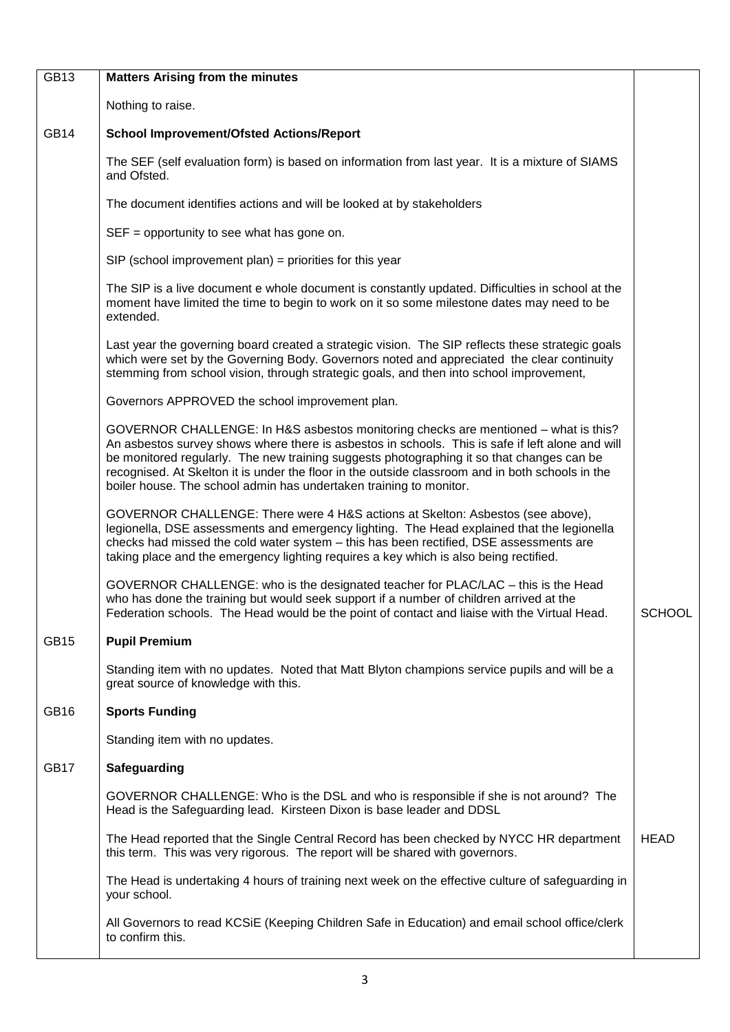| | | |
|---|---|---|
| GB13 | **Matters Arising from the minutes**<br><br>Nothing to raise. | |
| GB14 | **School Improvement/Ofsted Actions/Report**<br><br>The SEF (self evaluation form) is based on information from last year. It is a mixture of SIAMS and Ofsted.<br><br>The document identifies actions and will be looked at by stakeholders<br><br>SEF = opportunity to see what has gone on.<br><br>SIP (school improvement plan) = priorities for this year<br><br>The SIP is a live document e whole document is constantly updated. Difficulties in school at the moment have limited the time to begin to work on it so some milestone dates may need to be extended.<br><br>Last year the governing board created a strategic vision. The SIP reflects these strategic goals which were set by the Governing Body. Governors noted and appreciated the clear continuity stemming from school vision, through strategic goals, and then into school improvement,<br><br>Governors APPROVED the school improvement plan.<br><br>GOVERNOR CHALLENGE: In H&S asbestos monitoring checks are mentioned – what is this? An asbestos survey shows where there is asbestos in schools. This is safe if left alone and will be monitored regularly. The new training suggests photographing it so that changes can be recognised. At Skelton it is under the floor in the outside classroom and in both schools in the boiler house. The school admin has undertaken training to monitor.<br><br>GOVERNOR CHALLENGE: There were 4 H&S actions at Skelton: Asbestos (see above), legionella, DSE assessments and emergency lighting. The Head explained that the legionella checks had missed the cold water system – this has been rectified, DSE assessments are taking place and the emergency lighting requires a key which is also being rectified.<br><br>GOVERNOR CHALLENGE: who is the designated teacher for PLAC/LAC – this is the Head who has done the training but would seek support if a number of children arrived at the Federation schools. The Head would be the point of contact and liaise with the Virtual Head. | SCHOOL |
| GB15 | **Pupil Premium**<br><br>Standing item with no updates. Noted that Matt Blyton champions service pupils and will be a great source of knowledge with this. | |
| GB16 | **Sports Funding**<br><br>Standing item with no updates. | |
| GB17 | **Safeguarding**<br><br>GOVERNOR CHALLENGE: Who is the DSL and who is responsible if she is not around? The Head is the Safeguarding lead. Kirsteen Dixon is base leader and DDSL<br><br>The Head reported that the Single Central Record has been checked by NYCC HR department this term. This was very rigorous. The report will be shared with governors.<br><br>The Head is undertaking 4 hours of training next week on the effective culture of safeguarding in your school.<br><br>All Governors to read KCSiE (Keeping Children Safe in Education) and email school office/clerk to confirm this. | HEAD |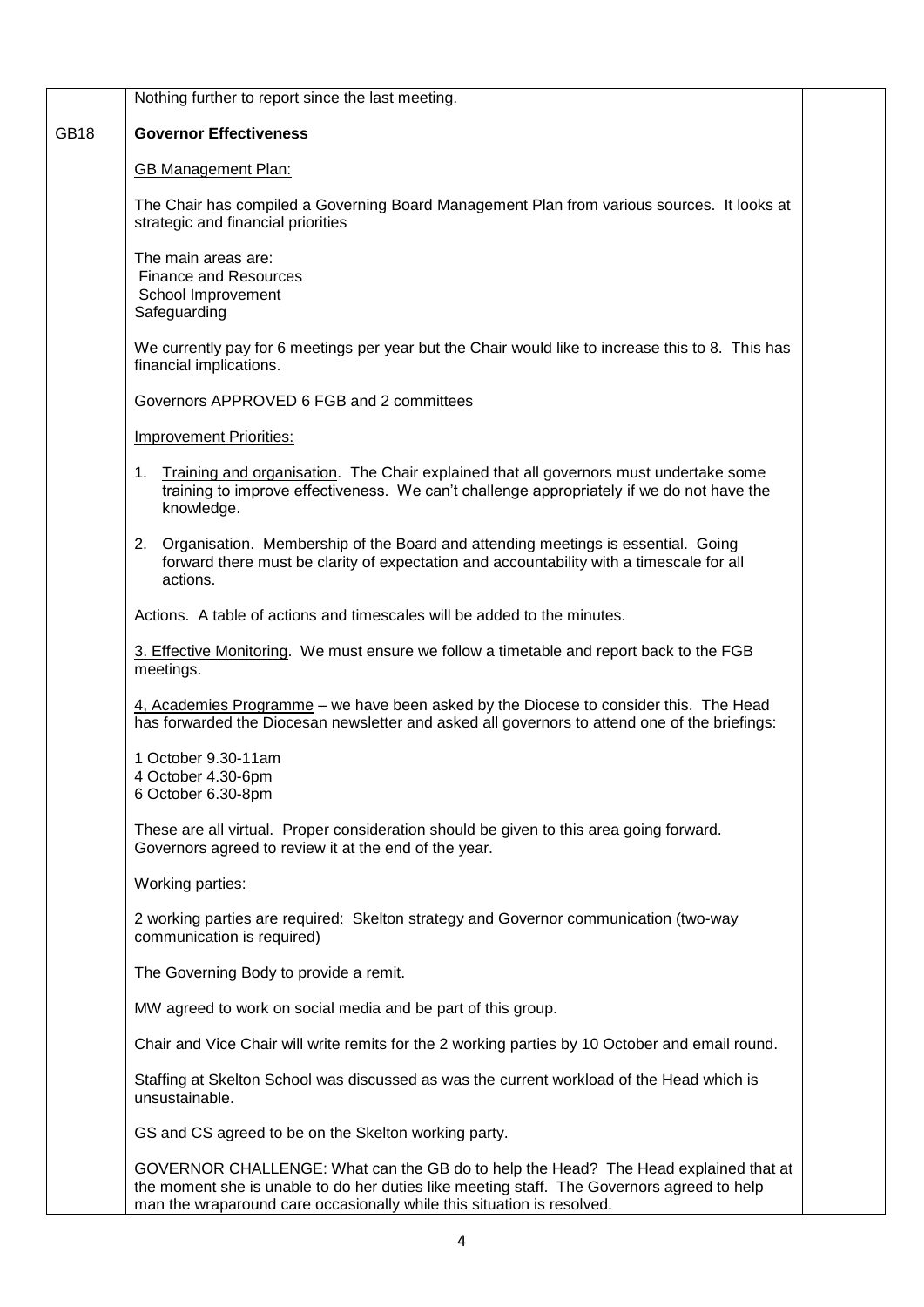| | | |
|---|---|---|
| | Nothing further to report since the last meeting. | |
| GB18 | **Governor Effectiveness**<br><br>GB Management Plan:<br><br>The Chair has compiled a Governing Board Management Plan from various sources. It looks at strategic and financial priorities<br><br>The main areas are:<br>Finance and Resources<br>School Improvement<br>Safeguarding<br><br>We currently pay for 6 meetings per year but the Chair would like to increase this to 8. This has financial implications.<br><br>Governors APPROVED 6 FGB and 2 committees<br><br>Improvement Priorities:<br><br>1. Training and organisation. The Chair explained that all governors must undertake some training to improve effectiveness. We can't challenge appropriately if we do not have the knowledge.<br><br>2. Organisation. Membership of the Board and attending meetings is essential. Going forward there must be clarity of expectation and accountability with a timescale for all actions.<br><br>Actions. A table of actions and timescales will be added to the minutes.<br><br>3. Effective Monitoring. We must ensure we follow a timetable and report back to the FGB meetings.<br><br>4, Academies Programme – we have been asked by the Diocese to consider this. The Head has forwarded the Diocesan newsletter and asked all governors to attend one of the briefings:<br><br>1 October 9.30-11am<br>4 October 4.30-6pm<br>6 October 6.30-8pm<br><br>These are all virtual. Proper consideration should be given to this area going forward. Governors agreed to review it at the end of the year.<br><br>Working parties:<br><br>2 working parties are required: Skelton strategy and Governor communication (two-way communication is required)<br><br>The Governing Body to provide a remit.<br><br>MW agreed to work on social media and be part of this group.<br><br>Chair and Vice Chair will write remits for the 2 working parties by 10 October and email round.<br><br>Staffing at Skelton School was discussed as was the current workload of the Head which is unsustainable.<br><br>GS and CS agreed to be on the Skelton working party.<br><br>GOVERNOR CHALLENGE: What can the GB do to help the Head? The Head explained that at the moment she is unable to do her duties like meeting staff. The Governors agreed to help man the wraparound care occasionally while this situation is resolved. | |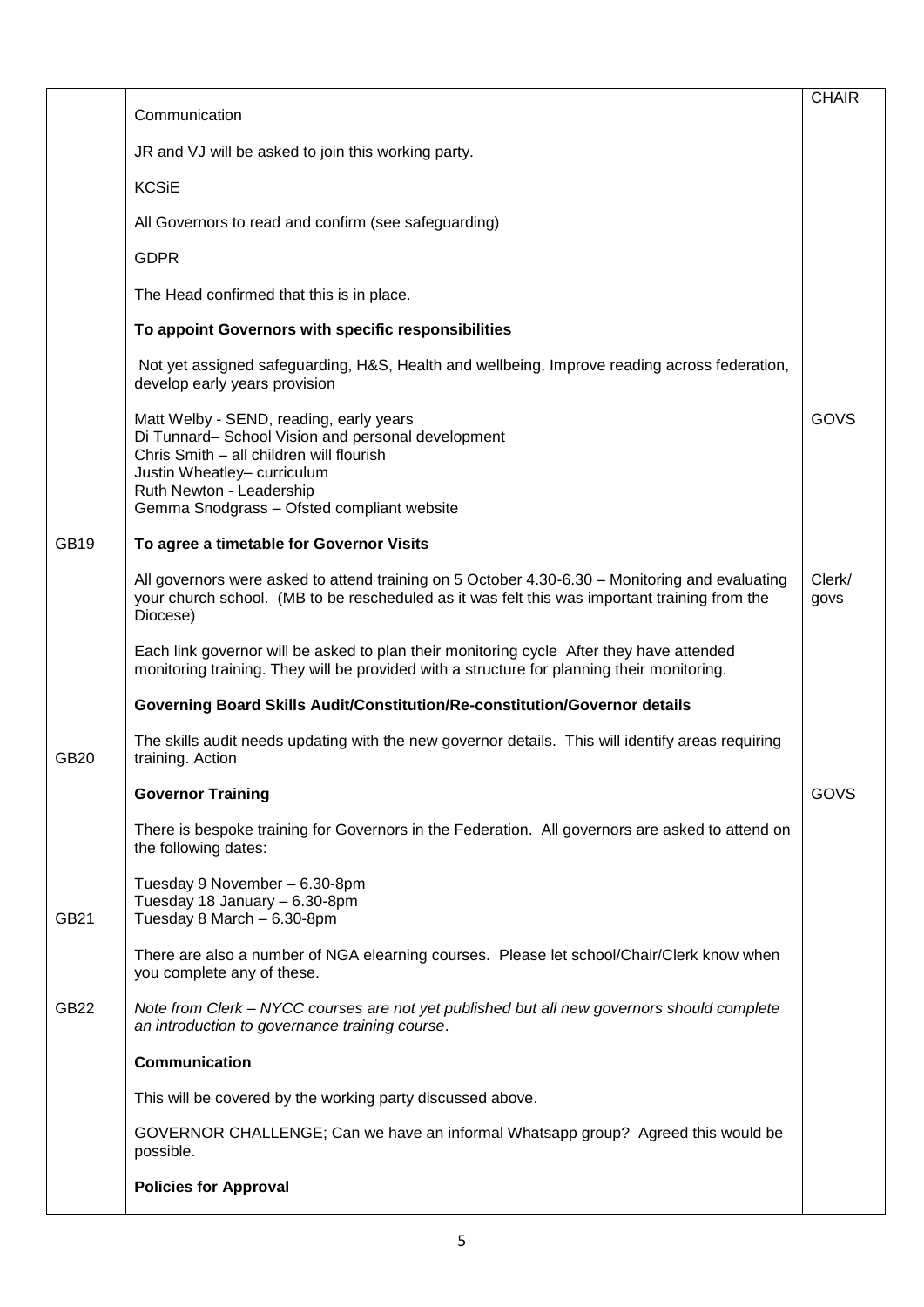| | | |
|---|---|---|
| | Communication<br><br>JR and VJ will be asked to join this working party.<br><br>KCSiE<br><br>All Governors to read and confirm (see safeguarding)<br><br>GDPR<br><br>The Head confirmed that this is in place.<br><br>**To appoint Governors with specific responsibilities**<br><br>Not yet assigned safeguarding, H&S, Health and wellbeing, Improve reading across federation, develop early years provision | CHAIR |
| | Matt Welby - SEND, reading, early years<br>Di Tunnard– School Vision and personal development<br>Chris Smith – all children will flourish<br>Justin Wheatley– curriculum<br>Ruth Newton - Leadership<br>Gemma Snodgrass – Ofsted compliant website | GOVS |
| GB19 | **To agree a timetable for Governor Visits**<br><br>All governors were asked to attend training on 5 October 4.30-6.30 – Monitoring and evaluating your church school. (MB to be rescheduled as it was felt this was important training from the Diocese)<br><br>Each link governor will be asked to plan their monitoring cycle After they have attended monitoring training. They will be provided with a structure for planning their monitoring. | Clerk/ govs |
| GB20 | **Governing Board Skills Audit/Constitution/Re-constitution/Governor details**<br><br>The skills audit needs updating with the new governor details. This will identify areas requiring training. Action | |
| GB21 | **Governor Training**<br><br>There is bespoke training for Governors in the Federation. All governors are asked to attend on the following dates:<br><br>Tuesday 9 November – 6.30-8pm<br>Tuesday 18 January – 6.30-8pm<br>Tuesday 8 March – 6.30-8pm<br><br>There are also a number of NGA elearning courses. Please let school/Chair/Clerk know when you complete any of these.<br><br>*Note from Clerk – NYCC courses are not yet published but all new governors should complete an introduction to governance training course*. | GOVS |
| GB22 | **Communication**<br><br>This will be covered by the working party discussed above.<br><br>GOVERNOR CHALLENGE; Can we have an informal Whatsapp group? Agreed this would be possible.<br><br>**Policies for Approval** | |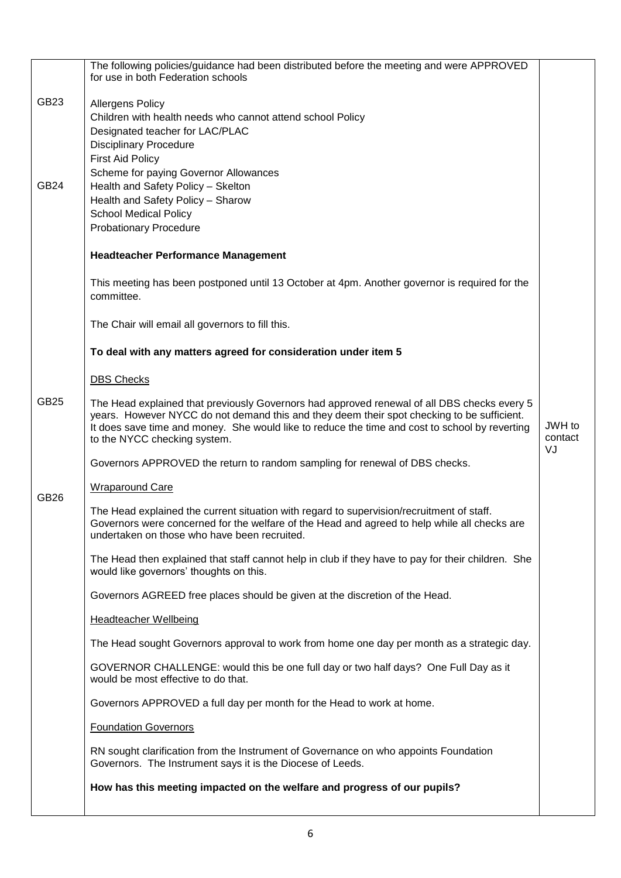| | | |
|---|---|---|
| | The following policies/guidance had been distributed before the meeting and were APPROVED for use in both Federation schools | |
| GB23 | Allergens Policy<br>Children with health needs who cannot attend school Policy<br>Designated teacher for LAC/PLAC<br>Disciplinary Procedure<br>First Aid Policy<br>Scheme for paying Governor Allowances | |
| GB24 | Health and Safety Policy – Skelton<br>Health and Safety Policy – Sharow<br>School Medical Policy<br>Probationary Procedure | |
| | **Headteacher Performance Management**<br><br>This meeting has been postponed until 13 October at 4pm. Another governor is required for the committee.<br><br>The Chair will email all governors to fill this. | |
| | **To deal with any matters agreed for consideration under item 5** | |
| | DBS Checks | |
| GB25 | The Head explained that previously Governors had approved renewal of all DBS checks every 5 years. However NYCC do not demand this and they deem their spot checking to be sufficient. It does save time and money. She would like to reduce the time and cost to school by reverting to the NYCC checking system.<br><br>Governors APPROVED the return to random sampling for renewal of DBS checks. | JWH to contact VJ |
| GB26 | Wraparound Care<br><br>The Head explained the current situation with regard to supervision/recruitment of staff. Governors were concerned for the welfare of the Head and agreed to help while all checks are undertaken on those who have been recruited.<br><br>The Head then explained that staff cannot help in club if they have to pay for their children. She would like governors' thoughts on this.<br><br>Governors AGREED free places should be given at the discretion of the Head. | |
| | Headteacher Wellbeing<br><br>The Head sought Governors approval to work from home one day per month as a strategic day.<br><br>GOVERNOR CHALLENGE: would this be one full day or two half days? One Full Day as it would be most effective to do that.<br><br>Governors APPROVED a full day per month for the Head to work at home. | |
| | Foundation Governors<br><br>RN sought clarification from the Instrument of Governance on who appoints Foundation Governors. The Instrument says it is the Diocese of Leeds. | |
| | **How has this meeting impacted on the welfare and progress of our pupils?** | |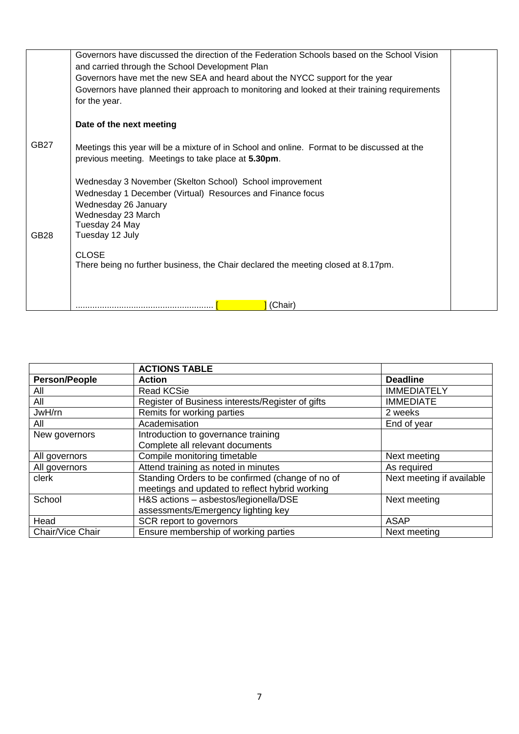| | | |
|---|---|---|
| | Governors have discussed the direction of the Federation Schools based on the School Vision and carried through the School Development Plan<br>Governors have met the new SEA and heard about the NYCC support for the year<br>Governors have planned their approach to monitoring and looked at their training requirements for the year. | |
| GB27 | **Date of the next meeting**<br><br>Meetings this year will be a mixture of in School and online. Format to be discussed at the previous meeting. Meetings to take place at **5.30pm**.<br><br>Wednesday 3 November (Skelton School) School improvement<br>Wednesday 1 December (Virtual) Resources and Finance focus<br>Wednesday 26 January<br>Wednesday 23 March<br>Tuesday 24 May<br>Tuesday 12 July | |
| GB28 | CLOSE<br>There being no further business, the Chair declared the meeting closed at 8.17pm.<br><br>......................................................... [ ] (Chair) | |

| | **ACTIONS TABLE** | |
|---|---|---|
| **Person/People** | **Action** | **Deadline** |
| All | Read KCSie | IMMEDIATELY |
| All | Register of Business interests/Register of gifts | IMMEDIATE |
| JwH/rn | Remits for working parties | 2 weeks |
| All | Academisation | End of year |
| New governors | Introduction to governance training<br>Complete all relevant documents | |
| All governors | Compile monitoring timetable | Next meeting |
| All governors | Attend training as noted in minutes | As required |
| clerk | Standing Orders to be confirmed (change of no of meetings and updated to reflect hybrid working | Next meeting if available |
| School | H&S actions – asbestos/legionella/DSE assessments/Emergency lighting key | Next meeting |
| Head | SCR report to governors | ASAP |
| Chair/Vice Chair | Ensure membership of working parties | Next meeting |